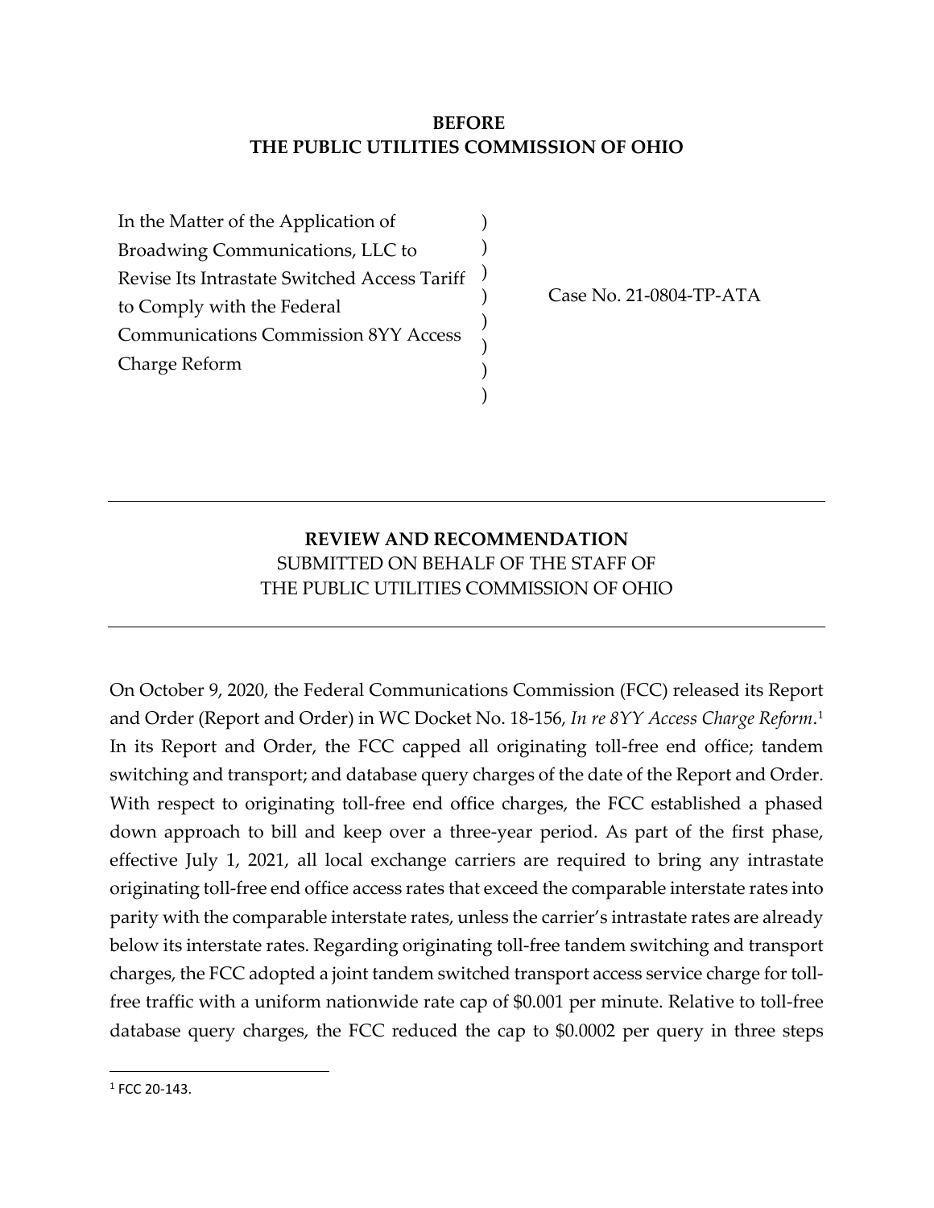**BEFORE**
**THE PUBLIC UTILITIES COMMISSION OF OHIO**

| | | |
|---|---|---|
| In the Matter of the Application of Broadwing Communications, LLC to Revise Its Intrastate Switched Access Tariff to Comply with the Federal Communications Commission 8YY Access Charge Reform | ) ) ) ) ) ) ) ) | Case No. 21-0804-TP-ATA |

---

**REVIEW AND RECOMMENDATION**
SUBMITTED ON BEHALF OF THE STAFF OF
THE PUBLIC UTILITIES COMMISSION OF OHIO

---

On October 9, 2020, the Federal Communications Commission (FCC) released its Report and Order (Report and Order) in WC Docket No. 18-156, *In re 8YY Access Charge Reform*.[1] In its Report and Order, the FCC capped all originating toll-free end office; tandem switching and transport; and database query charges of the date of the Report and Order. With respect to originating toll-free end office charges, the FCC established a phased down approach to bill and keep over a three-year period. As part of the first phase, effective July 1, 2021, all local exchange carriers are required to bring any intrastate originating toll-free end office access rates that exceed the comparable interstate rates into parity with the comparable interstate rates, unless the carrier's intrastate rates are already below its interstate rates. Regarding originating toll-free tandem switching and transport charges, the FCC adopted a joint tandem switched transport access service charge for toll-free traffic with a uniform nationwide rate cap of $0.001 per minute. Relative to toll-free database query charges, the FCC reduced the cap to $0.0002 per query in three steps

---

[1] FCC 20-143.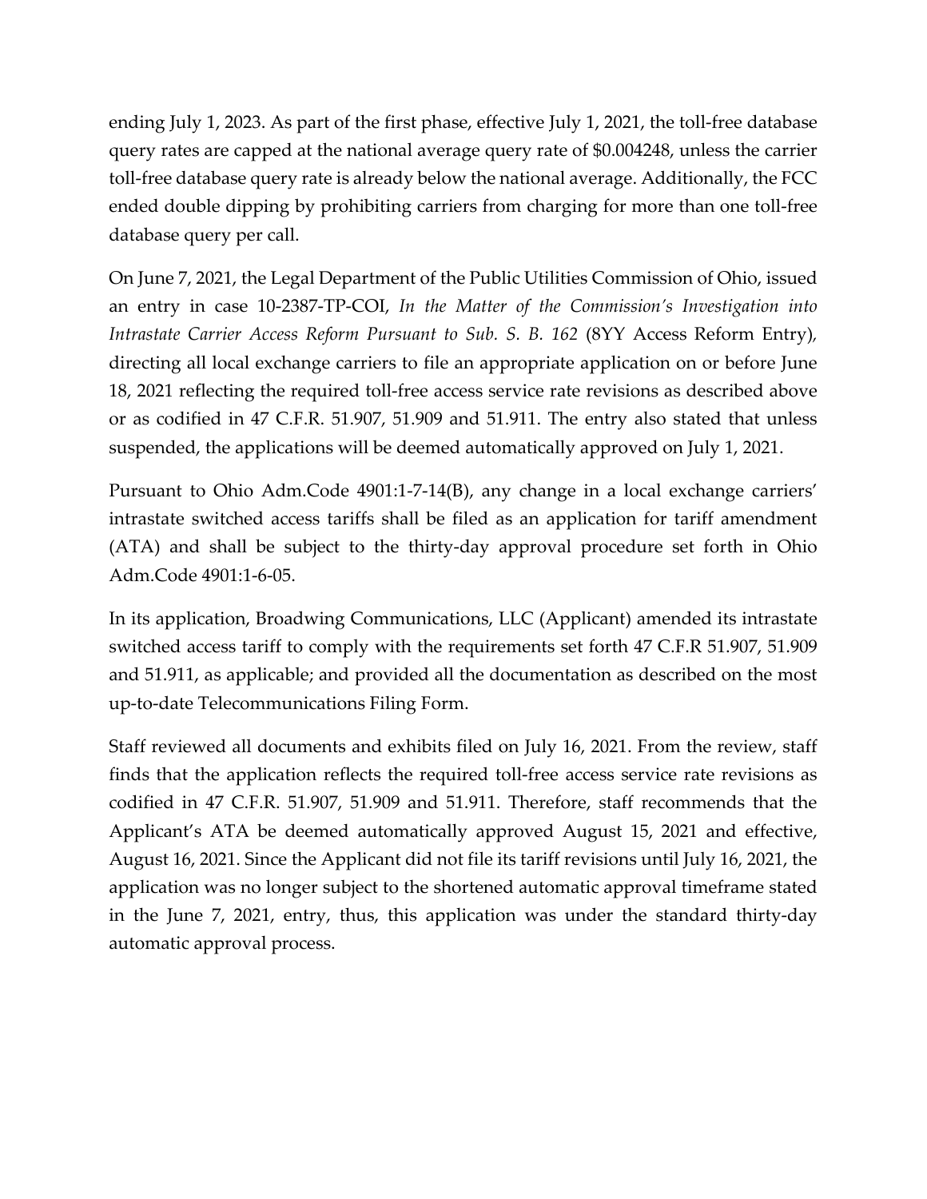ending July 1, 2023. As part of the first phase, effective July 1, 2021, the toll-free database query rates are capped at the national average query rate of $0.004248, unless the carrier toll-free database query rate is already below the national average. Additionally, the FCC ended double dipping by prohibiting carriers from charging for more than one toll-free database query per call.

On June 7, 2021, the Legal Department of the Public Utilities Commission of Ohio, issued an entry in case 10-2387-TP-COI, *In the Matter of the Commission's Investigation into Intrastate Carrier Access Reform Pursuant to Sub. S. B. 162* (8YY Access Reform Entry), directing all local exchange carriers to file an appropriate application on or before June 18, 2021 reflecting the required toll-free access service rate revisions as described above or as codified in 47 C.F.R. 51.907, 51.909 and 51.911. The entry also stated that unless suspended, the applications will be deemed automatically approved on July 1, 2021.

Pursuant to Ohio Adm.Code 4901:1-7-14(B), any change in a local exchange carriers' intrastate switched access tariffs shall be filed as an application for tariff amendment (ATA) and shall be subject to the thirty-day approval procedure set forth in Ohio Adm.Code 4901:1-6-05.

In its application, Broadwing Communications, LLC (Applicant) amended its intrastate switched access tariff to comply with the requirements set forth 47 C.F.R 51.907, 51.909 and 51.911, as applicable; and provided all the documentation as described on the most up-to-date Telecommunications Filing Form.

Staff reviewed all documents and exhibits filed on July 16, 2021. From the review, staff finds that the application reflects the required toll-free access service rate revisions as codified in 47 C.F.R. 51.907, 51.909 and 51.911. Therefore, staff recommends that the Applicant's ATA be deemed automatically approved August 15, 2021 and effective, August 16, 2021. Since the Applicant did not file its tariff revisions until July 16, 2021, the application was no longer subject to the shortened automatic approval timeframe stated in the June 7, 2021, entry, thus, this application was under the standard thirty-day automatic approval process.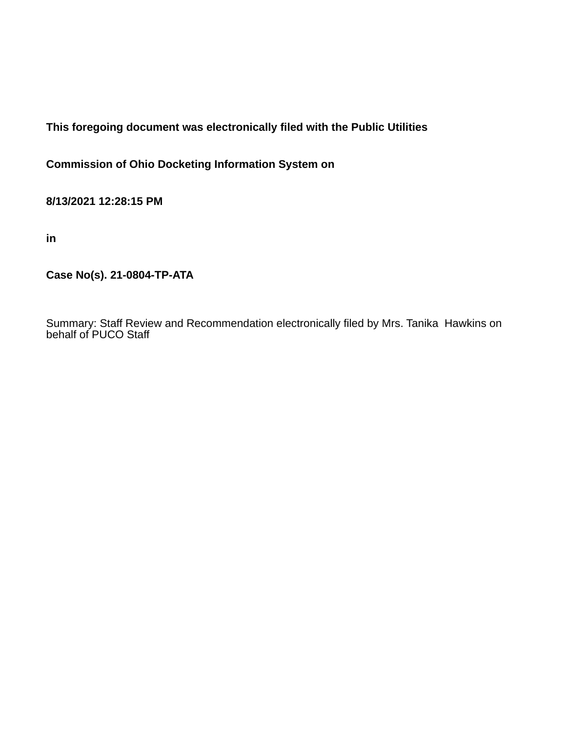**This foregoing document was electronically filed with the Public Utilities**

**Commission of Ohio Docketing Information System on**

**8/13/2021 12:28:15 PM**

**in**

**Case No(s). 21-0804-TP-ATA**

Summary: Staff Review and Recommendation electronically filed by Mrs. Tanika  Hawkins on behalf of PUCO Staff